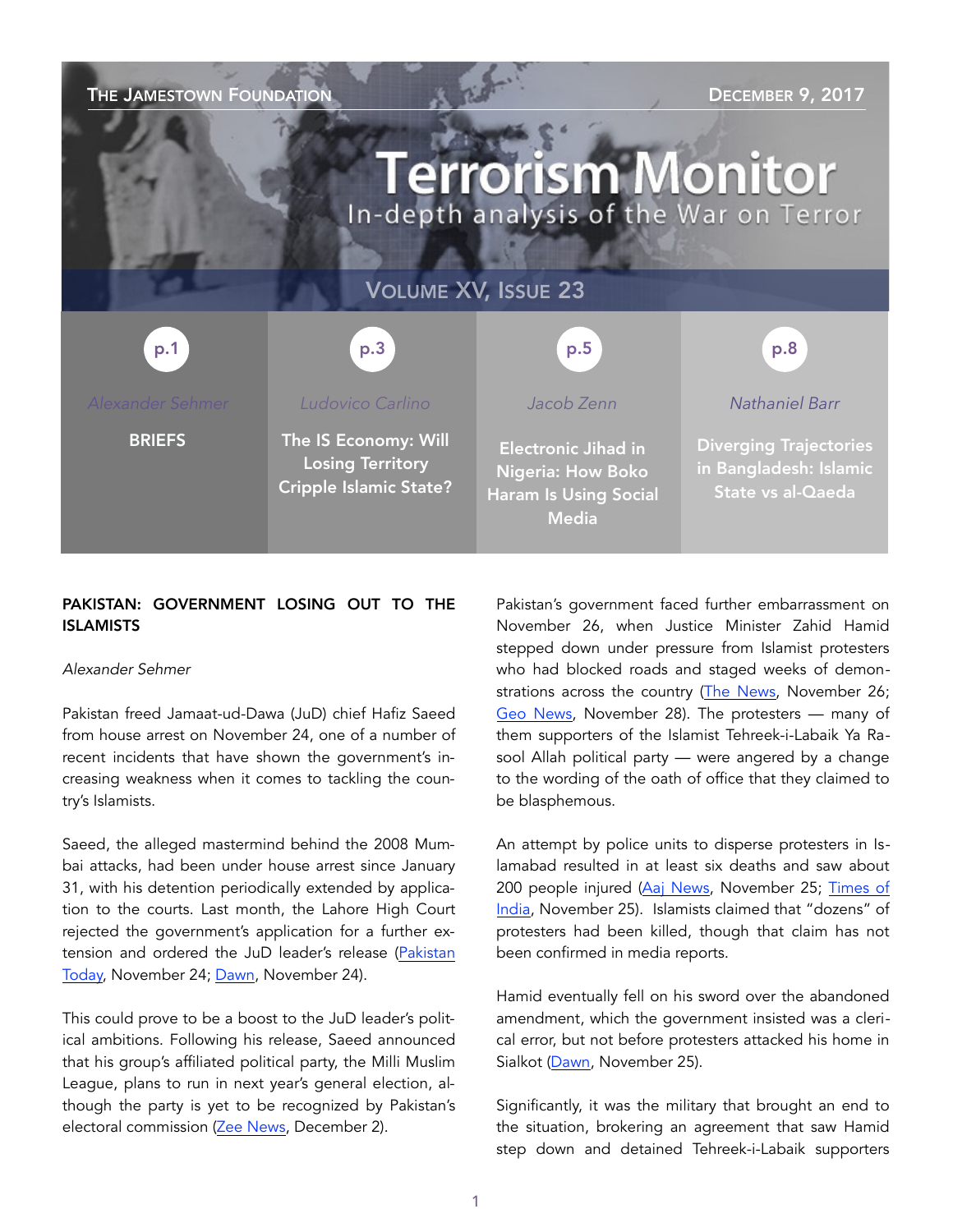THE JAMESTOWN FOUNDATION — DECEMBER 9, 2017

# Terrorism Monitor

In-depth analysis of the War on Terror

VOLUME XV, ISSUE 23

| p.1 | p.3 | p.5 | p.8 |
|---|---|---|---|
| Alexander Sehmer | Ludovico Carlino | Jacob Zenn | Nathaniel Barr |
| BRIEFS | The IS Economy: Will Losing Territory Cripple Islamic State? | Electronic Jihad in Nigeria: How Boko Haram Is Using Social Media | Diverging Trajectories in Bangladesh: Islamic State vs al-Qaeda |

## PAKISTAN: GOVERNMENT LOSING OUT TO THE ISLAMISTS

*Alexander Sehmer*

Pakistan freed Jamaat-ud-Dawa (JuD) chief Hafiz Saeed from house arrest on November 24, one of a number of recent incidents that have shown the government's increasing weakness when it comes to tackling the country's Islamists.

Saeed, the alleged mastermind behind the 2008 Mumbai attacks, had been under house arrest since January 31, with his detention periodically extended by application to the courts. Last month, the Lahore High Court rejected the government's application for a further extension and ordered the JuD leader's release (Pakistan Today, November 24; Dawn, November 24).

This could prove to be a boost to the JuD leader's political ambitions. Following his release, Saeed announced that his group's affiliated political party, the Milli Muslim League, plans to run in next year's general election, although the party is yet to be recognized by Pakistan's electoral commission (Zee News, December 2).

Pakistan's government faced further embarrassment on November 26, when Justice Minister Zahid Hamid stepped down under pressure from Islamist protesters who had blocked roads and staged weeks of demonstrations across the country (The News, November 26; Geo News, November 28). The protesters — many of them supporters of the Islamist Tehreek-i-Labaik Ya Rasool Allah political party — were angered by a change to the wording of the oath of office that they claimed to be blasphemous.

An attempt by police units to disperse protesters in Islamabad resulted in at least six deaths and saw about 200 people injured (Aaj News, November 25; Times of India, November 25). Islamists claimed that "dozens" of protesters had been killed, though that claim has not been confirmed in media reports.

Hamid eventually fell on his sword over the abandoned amendment, which the government insisted was a clerical error, but not before protesters attacked his home in Sialkot (Dawn, November 25).

Significantly, it was the military that brought an end to the situation, brokering an agreement that saw Hamid step down and detained Tehreek-i-Labaik supporters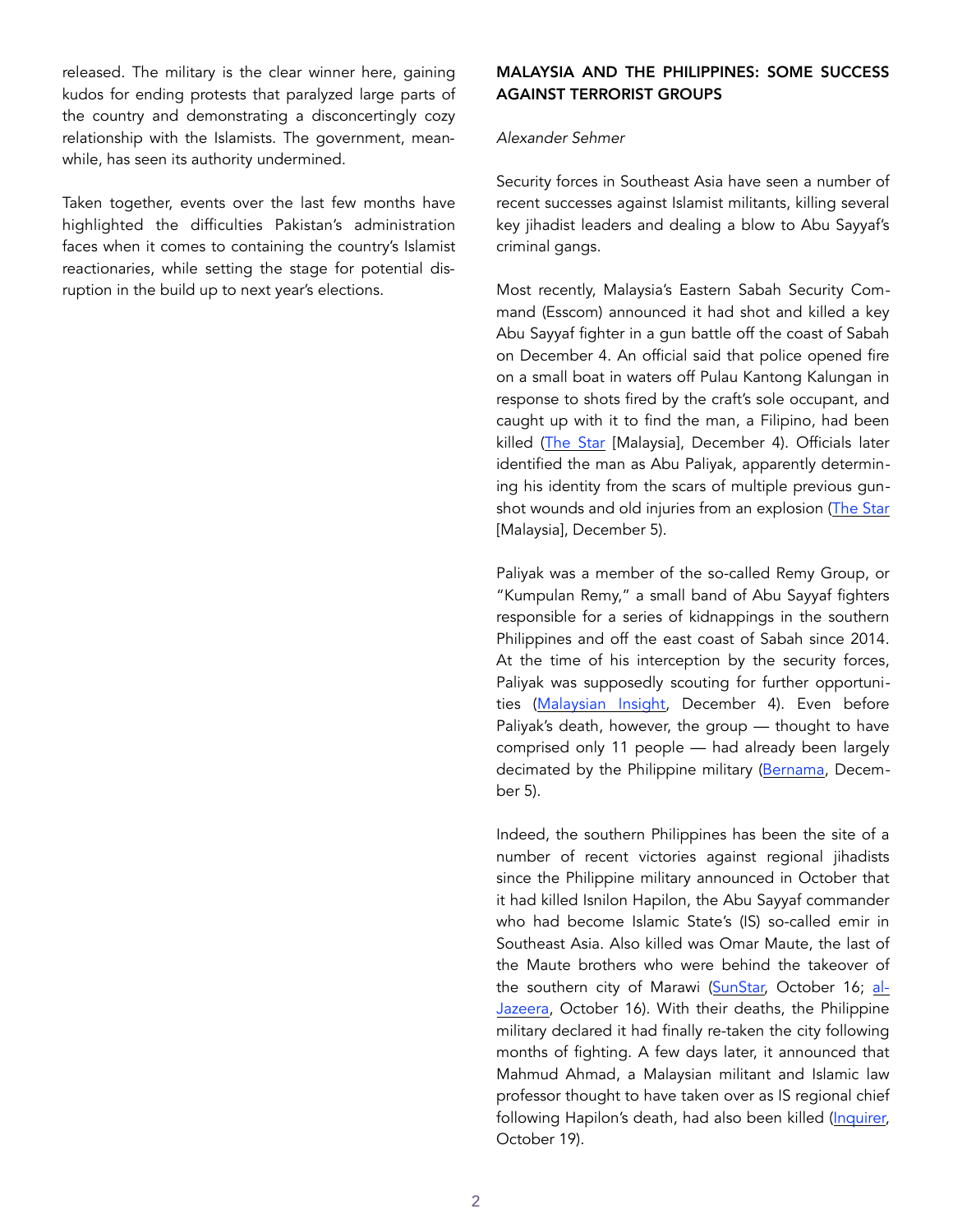released. The military is the clear winner here, gaining kudos for ending protests that paralyzed large parts of the country and demonstrating a disconcertingly cozy relationship with the Islamists. The government, meanwhile, has seen its authority undermined.

Taken together, events over the last few months have highlighted the difficulties Pakistan's administration faces when it comes to containing the country's Islamist reactionaries, while setting the stage for potential disruption in the build up to next year's elections.

## MALAYSIA AND THE PHILIPPINES: SOME SUCCESS AGAINST TERRORIST GROUPS

*Alexander Sehmer*

Security forces in Southeast Asia have seen a number of recent successes against Islamist militants, killing several key jihadist leaders and dealing a blow to Abu Sayyaf's criminal gangs.

Most recently, Malaysia's Eastern Sabah Security Command (Esscom) announced it had shot and killed a key Abu Sayyaf fighter in a gun battle off the coast of Sabah on December 4. An official said that police opened fire on a small boat in waters off Pulau Kantong Kalungan in response to shots fired by the craft's sole occupant, and caught up with it to find the man, a Filipino, had been killed (The Star [Malaysia], December 4). Officials later identified the man as Abu Paliyak, apparently determining his identity from the scars of multiple previous gunshot wounds and old injuries from an explosion (The Star [Malaysia], December 5).

Paliyak was a member of the so-called Remy Group, or "Kumpulan Remy," a small band of Abu Sayyaf fighters responsible for a series of kidnappings in the southern Philippines and off the east coast of Sabah since 2014. At the time of his interception by the security forces, Paliyak was supposedly scouting for further opportunities (Malaysian Insight, December 4). Even before Paliyak's death, however, the group — thought to have comprised only 11 people — had already been largely decimated by the Philippine military (Bernama, December 5).

Indeed, the southern Philippines has been the site of a number of recent victories against regional jihadists since the Philippine military announced in October that it had killed Isnilon Hapilon, the Abu Sayyaf commander who had become Islamic State's (IS) so-called emir in Southeast Asia. Also killed was Omar Maute, the last of the Maute brothers who were behind the takeover of the southern city of Marawi (SunStar, October 16; al-Jazeera, October 16). With their deaths, the Philippine military declared it had finally re-taken the city following months of fighting. A few days later, it announced that Mahmud Ahmad, a Malaysian militant and Islamic law professor thought to have taken over as IS regional chief following Hapilon's death, had also been killed (Inquirer, October 19).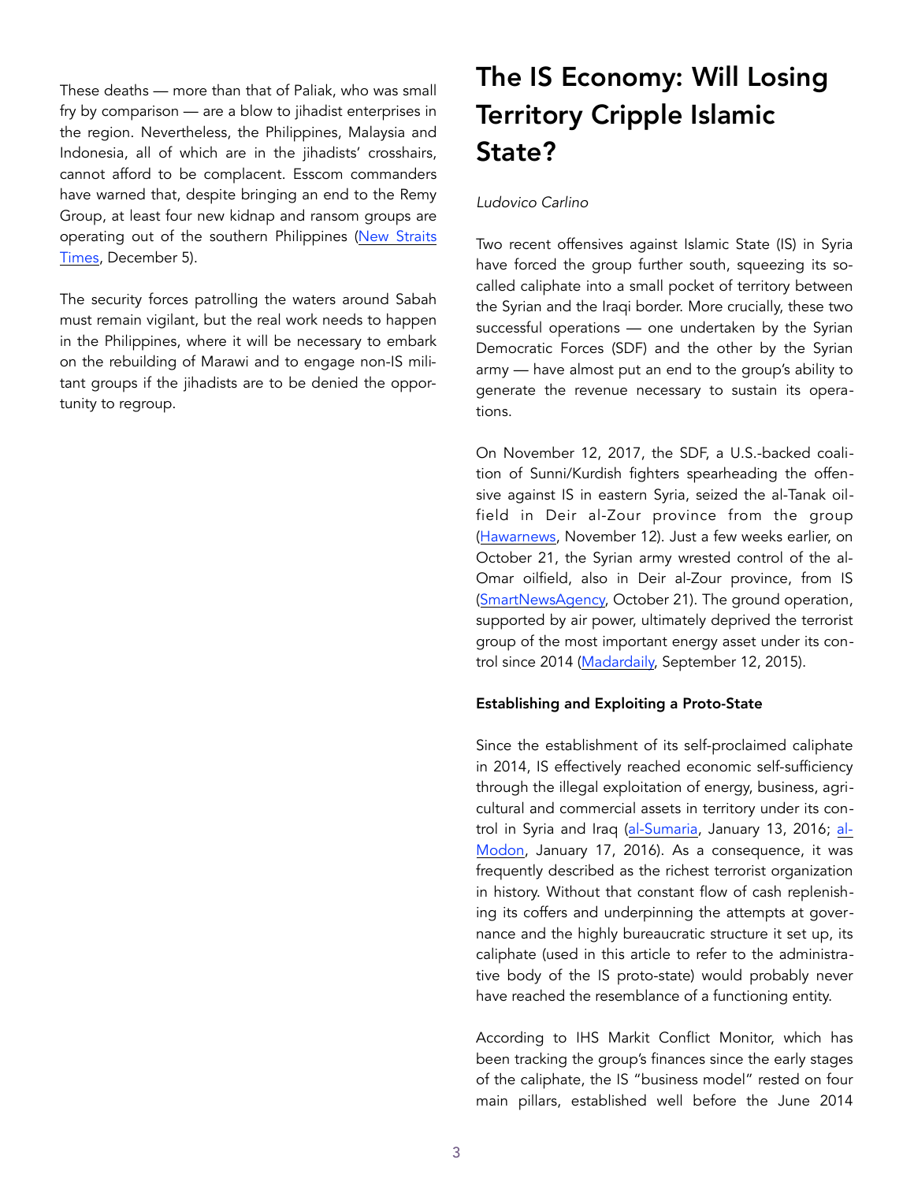These deaths — more than that of Paliak, who was small fry by comparison — are a blow to jihadist enterprises in the region. Nevertheless, the Philippines, Malaysia and Indonesia, all of which are in the jihadists' crosshairs, cannot afford to be complacent. Esscom commanders have warned that, despite bringing an end to the Remy Group, at least four new kidnap and ransom groups are operating out of the southern Philippines (New Straits Times, December 5).

The security forces patrolling the waters around Sabah must remain vigilant, but the real work needs to happen in the Philippines, where it will be necessary to embark on the rebuilding of Marawi and to engage non-IS militant groups if the jihadists are to be denied the opportunity to regroup.

# The IS Economy: Will Losing Territory Cripple Islamic State?

*Ludovico Carlino*

Two recent offensives against Islamic State (IS) in Syria have forced the group further south, squeezing its so-called caliphate into a small pocket of territory between the Syrian and the Iraqi border. More crucially, these two successful operations — one undertaken by the Syrian Democratic Forces (SDF) and the other by the Syrian army — have almost put an end to the group's ability to generate the revenue necessary to sustain its operations.

On November 12, 2017, the SDF, a U.S.-backed coalition of Sunni/Kurdish fighters spearheading the offensive against IS in eastern Syria, seized the al-Tanak oilfield in Deir al-Zour province from the group (Hawarnews, November 12). Just a few weeks earlier, on October 21, the Syrian army wrested control of the al-Omar oilfield, also in Deir al-Zour province, from IS (SmartNewsAgency, October 21). The ground operation, supported by air power, ultimately deprived the terrorist group of the most important energy asset under its control since 2014 (Madardaily, September 12, 2015).

### Establishing and Exploiting a Proto-State

Since the establishment of its self-proclaimed caliphate in 2014, IS effectively reached economic self-sufficiency through the illegal exploitation of energy, business, agricultural and commercial assets in territory under its control in Syria and Iraq (al-Sumaria, January 13, 2016; al-Modon, January 17, 2016). As a consequence, it was frequently described as the richest terrorist organization in history. Without that constant flow of cash replenishing its coffers and underpinning the attempts at governance and the highly bureaucratic structure it set up, its caliphate (used in this article to refer to the administrative body of the IS proto-state) would probably never have reached the resemblance of a functioning entity.

According to IHS Markit Conflict Monitor, which has been tracking the group's finances since the early stages of the caliphate, the IS "business model" rested on four main pillars, established well before the June 2014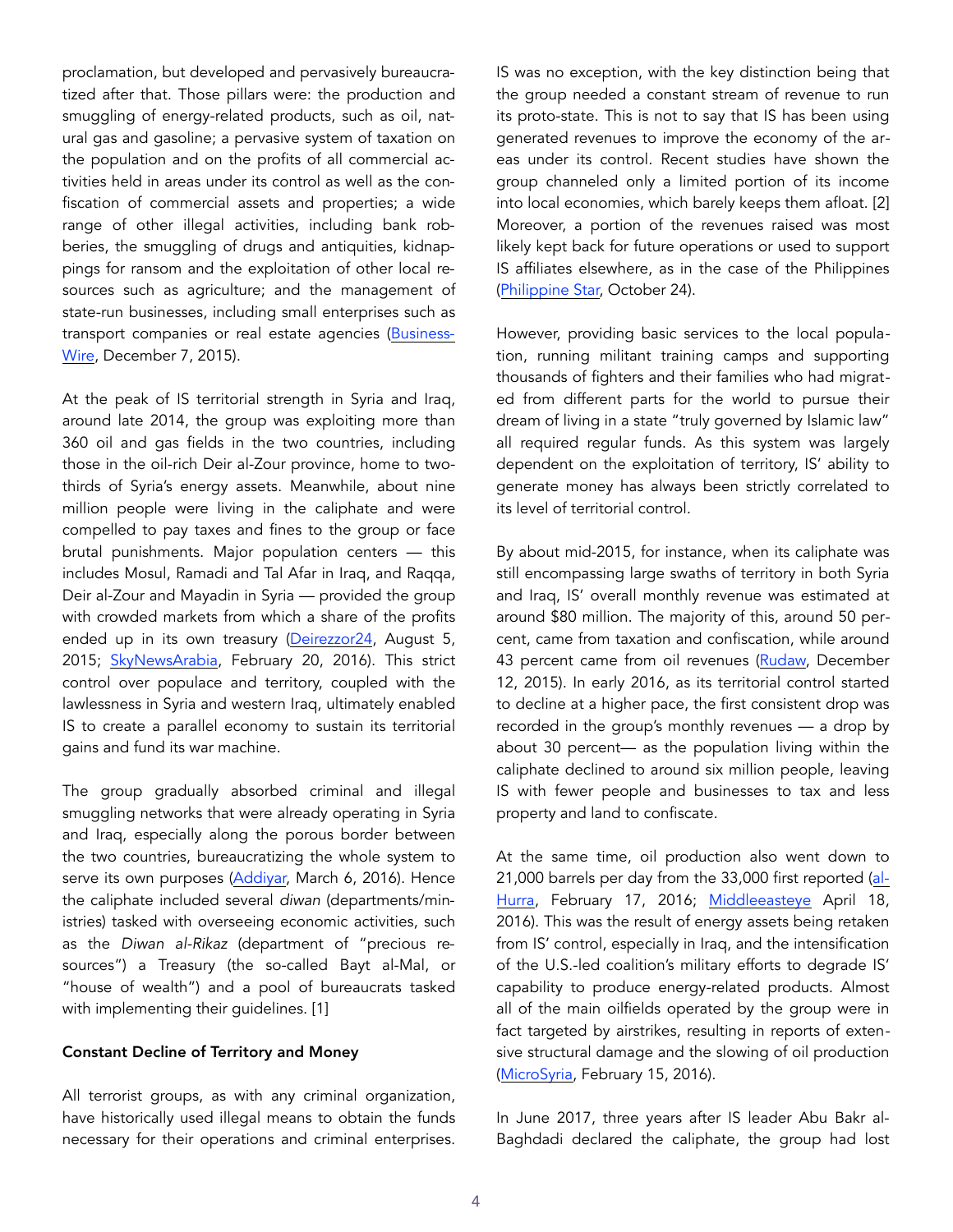proclamation, but developed and pervasively bureaucratized after that. Those pillars were: the production and smuggling of energy-related products, such as oil, natural gas and gasoline; a pervasive system of taxation on the population and on the profits of all commercial activities held in areas under its control as well as the confiscation of commercial assets and properties; a wide range of other illegal activities, including bank robberies, the smuggling of drugs and antiquities, kidnappings for ransom and the exploitation of other local resources such as agriculture; and the management of state-run businesses, including small enterprises such as transport companies or real estate agencies (BusinessWire, December 7, 2015).

At the peak of IS territorial strength in Syria and Iraq, around late 2014, the group was exploiting more than 360 oil and gas fields in the two countries, including those in the oil-rich Deir al-Zour province, home to two-thirds of Syria's energy assets. Meanwhile, about nine million people were living in the caliphate and were compelled to pay taxes and fines to the group or face brutal punishments. Major population centers — this includes Mosul, Ramadi and Tal Afar in Iraq, and Raqqa, Deir al-Zour and Mayadin in Syria — provided the group with crowded markets from which a share of the profits ended up in its own treasury (Deirezzor24, August 5, 2015; SkyNewsArabia, February 20, 2016). This strict control over populace and territory, coupled with the lawlessness in Syria and western Iraq, ultimately enabled IS to create a parallel economy to sustain its territorial gains and fund its war machine.

The group gradually absorbed criminal and illegal smuggling networks that were already operating in Syria and Iraq, especially along the porous border between the two countries, bureaucratizing the whole system to serve its own purposes (Addiyar, March 6, 2016). Hence the caliphate included several *diwan* (departments/ministries) tasked with overseeing economic activities, such as the *Diwan al-Rikaz* (department of "precious resources") a Treasury (the so-called Bayt al-Mal, or "house of wealth") and a pool of bureaucrats tasked with implementing their guidelines. [1]

**Constant Decline of Territory and Money**

All terrorist groups, as with any criminal organization, have historically used illegal means to obtain the funds necessary for their operations and criminal enterprises. IS was no exception, with the key distinction being that the group needed a constant stream of revenue to run its proto-state. This is not to say that IS has been using generated revenues to improve the economy of the areas under its control. Recent studies have shown the group channeled only a limited portion of its income into local economies, which barely keeps them afloat. [2] Moreover, a portion of the revenues raised was most likely kept back for future operations or used to support IS affiliates elsewhere, as in the case of the Philippines (Philippine Star, October 24).

However, providing basic services to the local population, running militant training camps and supporting thousands of fighters and their families who had migrated from different parts for the world to pursue their dream of living in a state "truly governed by Islamic law" all required regular funds. As this system was largely dependent on the exploitation of territory, IS' ability to generate money has always been strictly correlated to its level of territorial control.

By about mid-2015, for instance, when its caliphate was still encompassing large swaths of territory in both Syria and Iraq, IS' overall monthly revenue was estimated at around $80 million. The majority of this, around 50 percent, came from taxation and confiscation, while around 43 percent came from oil revenues (Rudaw, December 12, 2015). In early 2016, as its territorial control started to decline at a higher pace, the first consistent drop was recorded in the group's monthly revenues — a drop by about 30 percent— as the population living within the caliphate declined to around six million people, leaving IS with fewer people and businesses to tax and less property and land to confiscate.

At the same time, oil production also went down to 21,000 barrels per day from the 33,000 first reported (al-Hurra, February 17, 2016; Middleeasteye April 18, 2016). This was the result of energy assets being retaken from IS' control, especially in Iraq, and the intensification of the U.S.-led coalition's military efforts to degrade IS' capability to produce energy-related products. Almost all of the main oilfields operated by the group were in fact targeted by airstrikes, resulting in reports of extensive structural damage and the slowing of oil production (MicroSyria, February 15, 2016).

In June 2017, three years after IS leader Abu Bakr al-Baghdadi declared the caliphate, the group had lost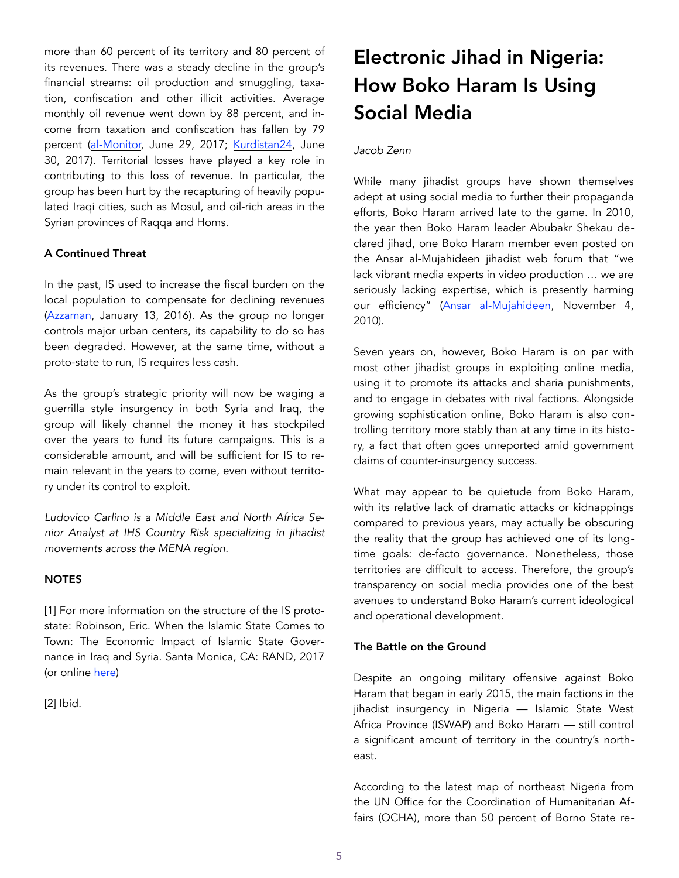more than 60 percent of its territory and 80 percent of its revenues. There was a steady decline in the group's financial streams: oil production and smuggling, taxation, confiscation and other illicit activities. Average monthly oil revenue went down by 88 percent, and income from taxation and confiscation has fallen by 79 percent (al-Monitor, June 29, 2017; Kurdistan24, June 30, 2017). Territorial losses have played a key role in contributing to this loss of revenue. In particular, the group has been hurt by the recapturing of heavily populated Iraqi cities, such as Mosul, and oil-rich areas in the Syrian provinces of Raqqa and Homs.

**A Continued Threat**

In the past, IS used to increase the fiscal burden on the local population to compensate for declining revenues (Azzaman, January 13, 2016). As the group no longer controls major urban centers, its capability to do so has been degraded. However, at the same time, without a proto-state to run, IS requires less cash.

As the group's strategic priority will now be waging a guerrilla style insurgency in both Syria and Iraq, the group will likely channel the money it has stockpiled over the years to fund its future campaigns. This is a considerable amount, and will be sufficient for IS to remain relevant in the years to come, even without territory under its control to exploit.

*Ludovico Carlino is a Middle East and North Africa Senior Analyst at IHS Country Risk specializing in jihadist movements across the MENA region.*

**NOTES**

[1] For more information on the structure of the IS proto-state: Robinson, Eric. When the Islamic State Comes to Town: The Economic Impact of Islamic State Governance in Iraq and Syria. Santa Monica, CA: RAND, 2017 (or online here)

[2] Ibid.

# Electronic Jihad in Nigeria: How Boko Haram Is Using Social Media

*Jacob Zenn*

While many jihadist groups have shown themselves adept at using social media to further their propaganda efforts, Boko Haram arrived late to the game. In 2010, the year then Boko Haram leader Abubakr Shekau declared jihad, one Boko Haram member even posted on the Ansar al-Mujahideen jihadist web forum that "we lack vibrant media experts in video production … we are seriously lacking expertise, which is presently harming our efficiency" (Ansar al-Mujahideen, November 4, 2010).

Seven years on, however, Boko Haram is on par with most other jihadist groups in exploiting online media, using it to promote its attacks and sharia punishments, and to engage in debates with rival factions. Alongside growing sophistication online, Boko Haram is also controlling territory more stably than at any time in its history, a fact that often goes unreported amid government claims of counter-insurgency success.

What may appear to be quietude from Boko Haram, with its relative lack of dramatic attacks or kidnappings compared to previous years, may actually be obscuring the reality that the group has achieved one of its longtime goals: de-facto governance. Nonetheless, those territories are difficult to access. Therefore, the group's transparency on social media provides one of the best avenues to understand Boko Haram's current ideological and operational development.

**The Battle on the Ground**

Despite an ongoing military offensive against Boko Haram that began in early 2015, the main factions in the jihadist insurgency in Nigeria — Islamic State West Africa Province (ISWAP) and Boko Haram — still control a significant amount of territory in the country's northeast.

According to the latest map of northeast Nigeria from the UN Office for the Coordination of Humanitarian Affairs (OCHA), more than 50 percent of Borno State re-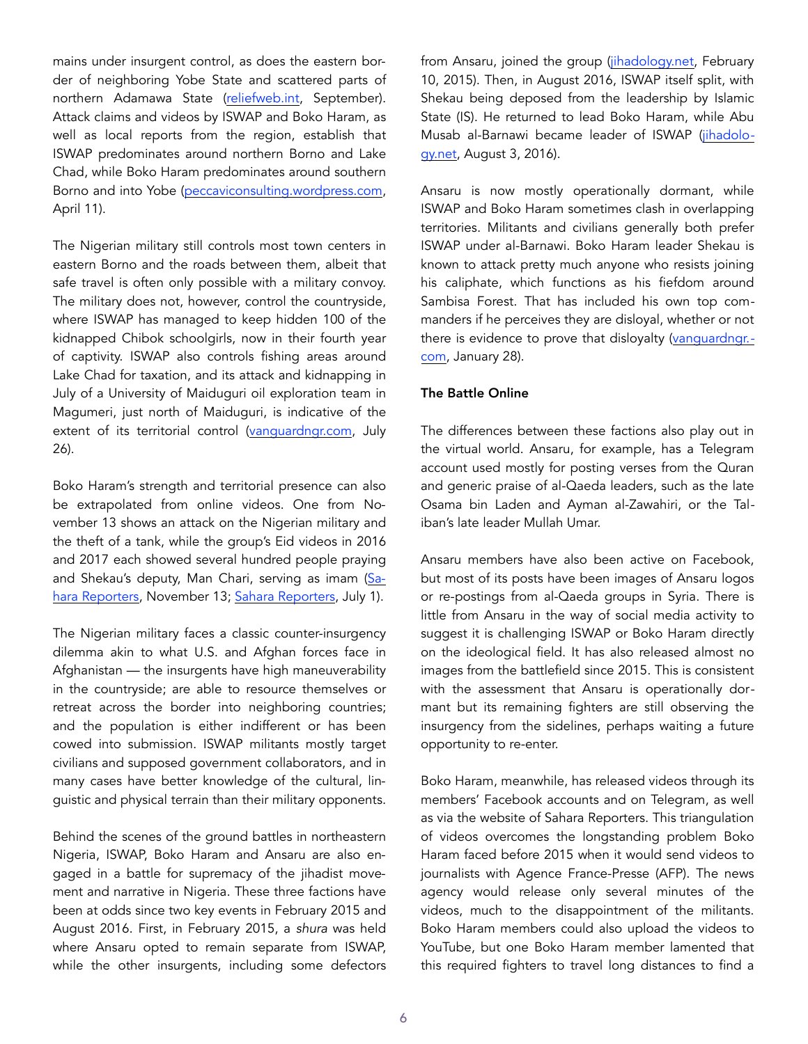mains under insurgent control, as does the eastern border of neighboring Yobe State and scattered parts of northern Adamawa State (reliefweb.int, September). Attack claims and videos by ISWAP and Boko Haram, as well as local reports from the region, establish that ISWAP predominates around northern Borno and Lake Chad, while Boko Haram predominates around southern Borno and into Yobe (peccaviconsulting.wordpress.com, April 11).

The Nigerian military still controls most town centers in eastern Borno and the roads between them, albeit that safe travel is often only possible with a military convoy. The military does not, however, control the countryside, where ISWAP has managed to keep hidden 100 of the kidnapped Chibok schoolgirls, now in their fourth year of captivity. ISWAP also controls fishing areas around Lake Chad for taxation, and its attack and kidnapping in July of a University of Maiduguri oil exploration team in Magumeri, just north of Maiduguri, is indicative of the extent of its territorial control (vanguardngr.com, July 26).

Boko Haram's strength and territorial presence can also be extrapolated from online videos. One from November 13 shows an attack on the Nigerian military and the theft of a tank, while the group's Eid videos in 2016 and 2017 each showed several hundred people praying and Shekau's deputy, Man Chari, serving as imam (Sahara Reporters, November 13; Sahara Reporters, July 1).

The Nigerian military faces a classic counter-insurgency dilemma akin to what U.S. and Afghan forces face in Afghanistan — the insurgents have high maneuverability in the countryside; are able to resource themselves or retreat across the border into neighboring countries; and the population is either indifferent or has been cowed into submission. ISWAP militants mostly target civilians and supposed government collaborators, and in many cases have better knowledge of the cultural, linguistic and physical terrain than their military opponents.

Behind the scenes of the ground battles in northeastern Nigeria, ISWAP, Boko Haram and Ansaru are also engaged in a battle for supremacy of the jihadist movement and narrative in Nigeria. These three factions have been at odds since two key events in February 2015 and August 2016. First, in February 2015, a *shura* was held where Ansaru opted to remain separate from ISWAP, while the other insurgents, including some defectors from Ansaru, joined the group (jihadology.net, February 10, 2015). Then, in August 2016, ISWAP itself split, with Shekau being deposed from the leadership by Islamic State (IS). He returned to lead Boko Haram, while Abu Musab al-Barnawi became leader of ISWAP (jihadology.net, August 3, 2016).

Ansaru is now mostly operationally dormant, while ISWAP and Boko Haram sometimes clash in overlapping territories. Militants and civilians generally both prefer ISWAP under al-Barnawi. Boko Haram leader Shekau is known to attack pretty much anyone who resists joining his caliphate, which functions as his fiefdom around Sambisa Forest. That has included his own top commanders if he perceives they are disloyal, whether or not there is evidence to prove that disloyalty (vanguardngr.com, January 28).

**The Battle Online**

The differences between these factions also play out in the virtual world. Ansaru, for example, has a Telegram account used mostly for posting verses from the Quran and generic praise of al-Qaeda leaders, such as the late Osama bin Laden and Ayman al-Zawahiri, or the Taliban's late leader Mullah Umar.

Ansaru members have also been active on Facebook, but most of its posts have been images of Ansaru logos or re-postings from al-Qaeda groups in Syria. There is little from Ansaru in the way of social media activity to suggest it is challenging ISWAP or Boko Haram directly on the ideological field. It has also released almost no images from the battlefield since 2015. This is consistent with the assessment that Ansaru is operationally dormant but its remaining fighters are still observing the insurgency from the sidelines, perhaps waiting a future opportunity to re-enter.

Boko Haram, meanwhile, has released videos through its members' Facebook accounts and on Telegram, as well as via the website of Sahara Reporters. This triangulation of videos overcomes the longstanding problem Boko Haram faced before 2015 when it would send videos to journalists with Agence France-Presse (AFP). The news agency would release only several minutes of the videos, much to the disappointment of the militants. Boko Haram members could also upload the videos to YouTube, but one Boko Haram member lamented that this required fighters to travel long distances to find a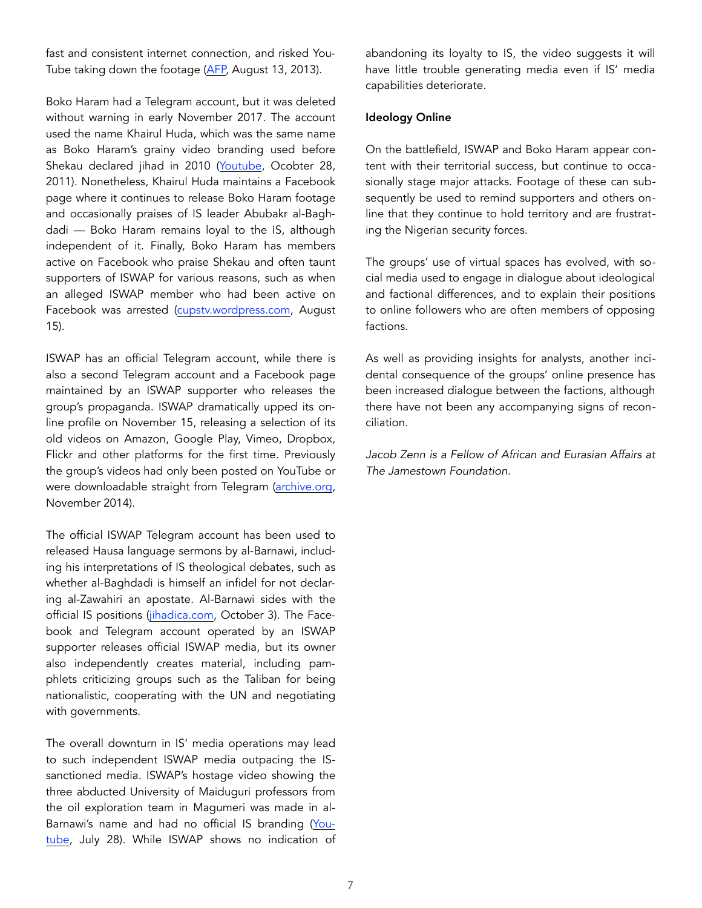fast and consistent internet connection, and risked YouTube taking down the footage (AFP, August 13, 2013).

Boko Haram had a Telegram account, but it was deleted without warning in early November 2017. The account used the name Khairul Huda, which was the same name as Boko Haram's grainy video branding used before Shekau declared jihad in 2010 (Youtube, Ocobter 28, 2011). Nonetheless, Khairul Huda maintains a Facebook page where it continues to release Boko Haram footage and occasionally praises of IS leader Abubakr al-Baghdadi — Boko Haram remains loyal to the IS, although independent of it. Finally, Boko Haram has members active on Facebook who praise Shekau and often taunt supporters of ISWAP for various reasons, such as when an alleged ISWAP member who had been active on Facebook was arrested (cupstv.wordpress.com, August 15).

ISWAP has an official Telegram account, while there is also a second Telegram account and a Facebook page maintained by an ISWAP supporter who releases the group's propaganda. ISWAP dramatically upped its online profile on November 15, releasing a selection of its old videos on Amazon, Google Play, Vimeo, Dropbox, Flickr and other platforms for the first time. Previously the group's videos had only been posted on YouTube or were downloadable straight from Telegram (archive.org, November 2014).

The official ISWAP Telegram account has been used to released Hausa language sermons by al-Barnawi, including his interpretations of IS theological debates, such as whether al-Baghdadi is himself an infidel for not declaring al-Zawahiri an apostate. Al-Barnawi sides with the official IS positions (jihadica.com, October 3). The Facebook and Telegram account operated by an ISWAP supporter releases official ISWAP media, but its owner also independently creates material, including pamphlets criticizing groups such as the Taliban for being nationalistic, cooperating with the UN and negotiating with governments.

The overall downturn in IS' media operations may lead to such independent ISWAP media outpacing the IS-sanctioned media. ISWAP's hostage video showing the three abducted University of Maiduguri professors from the oil exploration team in Magumeri was made in al-Barnawi's name and had no official IS branding (Youtube, July 28). While ISWAP shows no indication of abandoning its loyalty to IS, the video suggests it will have little trouble generating media even if IS' media capabilities deteriorate.

**Ideology Online**

On the battlefield, ISWAP and Boko Haram appear content with their territorial success, but continue to occasionally stage major attacks. Footage of these can subsequently be used to remind supporters and others online that they continue to hold territory and are frustrating the Nigerian security forces.

The groups' use of virtual spaces has evolved, with social media used to engage in dialogue about ideological and factional differences, and to explain their positions to online followers who are often members of opposing factions.

As well as providing insights for analysts, another incidental consequence of the groups' online presence has been increased dialogue between the factions, although there have not been any accompanying signs of reconciliation.

*Jacob Zenn is a Fellow of African and Eurasian Affairs at The Jamestown Foundation.*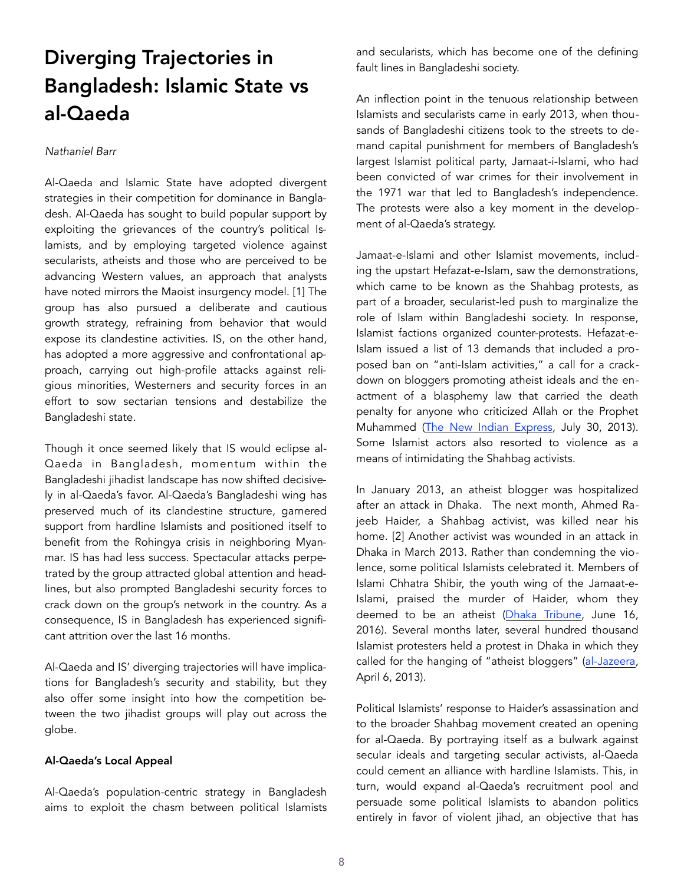# Diverging Trajectories in Bangladesh: Islamic State vs al-Qaeda

*Nathaniel Barr*

Al-Qaeda and Islamic State have adopted divergent strategies in their competition for dominance in Bangladesh. Al-Qaeda has sought to build popular support by exploiting the grievances of the country's political Islamists, and by employing targeted violence against secularists, atheists and those who are perceived to be advancing Western values, an approach that analysts have noted mirrors the Maoist insurgency model. [1] The group has also pursued a deliberate and cautious growth strategy, refraining from behavior that would expose its clandestine activities. IS, on the other hand, has adopted a more aggressive and confrontational approach, carrying out high-profile attacks against religious minorities, Westerners and security forces in an effort to sow sectarian tensions and destabilize the Bangladeshi state.

Though it once seemed likely that IS would eclipse al-Qaeda in Bangladesh, momentum within the Bangladeshi jihadist landscape has now shifted decisively in al-Qaeda's favor. Al-Qaeda's Bangladeshi wing has preserved much of its clandestine structure, garnered support from hardline Islamists and positioned itself to benefit from the Rohingya crisis in neighboring Myanmar. IS has had less success. Spectacular attacks perpetrated by the group attracted global attention and headlines, but also prompted Bangladeshi security forces to crack down on the group's network in the country. As a consequence, IS in Bangladesh has experienced significant attrition over the last 16 months.

Al-Qaeda and IS' diverging trajectories will have implications for Bangladesh's security and stability, but they also offer some insight into how the competition between the two jihadist groups will play out across the globe.

**Al-Qaeda's Local Appeal**

Al-Qaeda's population-centric strategy in Bangladesh aims to exploit the chasm between political Islamists and secularists, which has become one of the defining fault lines in Bangladeshi society.

An inflection point in the tenuous relationship between Islamists and secularists came in early 2013, when thousands of Bangladeshi citizens took to the streets to demand capital punishment for members of Bangladesh's largest Islamist political party, Jamaat-i-Islami, who had been convicted of war crimes for their involvement in the 1971 war that led to Bangladesh's independence. The protests were also a key moment in the development of al-Qaeda's strategy.

Jamaat-e-Islami and other Islamist movements, including the upstart Hefazat-e-Islam, saw the demonstrations, which came to be known as the Shahbag protests, as part of a broader, secularist-led push to marginalize the role of Islam within Bangladeshi society. In response, Islamist factions organized counter-protests. Hefazat-e-Islam issued a list of 13 demands that included a proposed ban on "anti-Islam activities," a call for a crackdown on bloggers promoting atheist ideals and the enactment of a blasphemy law that carried the death penalty for anyone who criticized Allah or the Prophet Muhammed (The New Indian Express, July 30, 2013). Some Islamist actors also resorted to violence as a means of intimidating the Shahbag activists.

In January 2013, an atheist blogger was hospitalized after an attack in Dhaka. The next month, Ahmed Rajeeb Haider, a Shahbag activist, was killed near his home. [2] Another activist was wounded in an attack in Dhaka in March 2013. Rather than condemning the violence, some political Islamists celebrated it. Members of Islami Chhatra Shibir, the youth wing of the Jamaat-e-Islami, praised the murder of Haider, whom they deemed to be an atheist (Dhaka Tribune, June 16, 2016). Several months later, several hundred thousand Islamist protesters held a protest in Dhaka in which they called for the hanging of "atheist bloggers" (al-Jazeera, April 6, 2013).

Political Islamists' response to Haider's assassination and to the broader Shahbag movement created an opening for al-Qaeda. By portraying itself as a bulwark against secular ideals and targeting secular activists, al-Qaeda could cement an alliance with hardline Islamists. This, in turn, would expand al-Qaeda's recruitment pool and persuade some political Islamists to abandon politics entirely in favor of violent jihad, an objective that has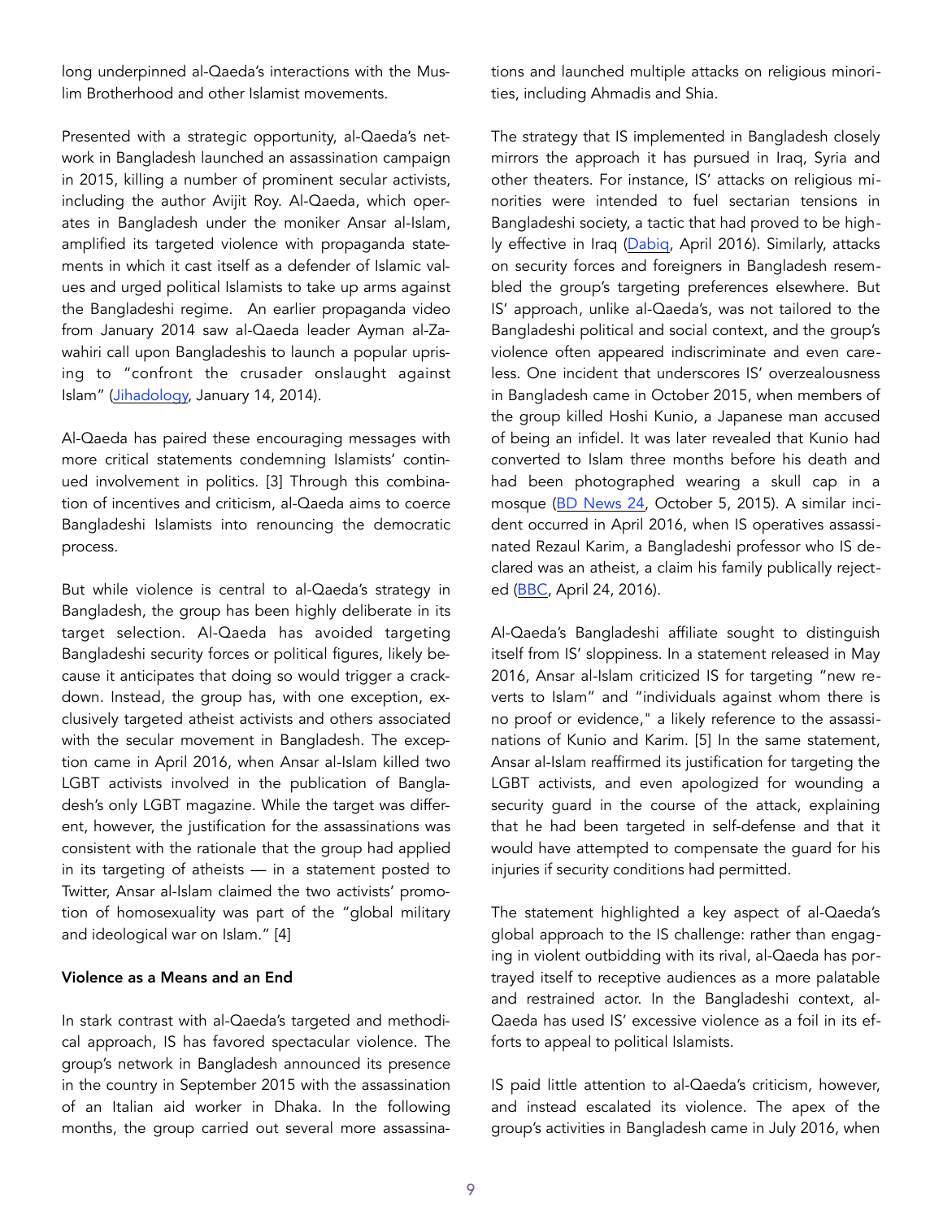long underpinned al-Qaeda's interactions with the Muslim Brotherhood and other Islamist movements.

Presented with a strategic opportunity, al-Qaeda's network in Bangladesh launched an assassination campaign in 2015, killing a number of prominent secular activists, including the author Avijit Roy. Al-Qaeda, which operates in Bangladesh under the moniker Ansar al-Islam, amplified its targeted violence with propaganda statements in which it cast itself as a defender of Islamic values and urged political Islamists to take up arms against the Bangladeshi regime. An earlier propaganda video from January 2014 saw al-Qaeda leader Ayman al-Zawahiri call upon Bangladeshis to launch a popular uprising to "confront the crusader onslaught against Islam" (Jihadology, January 14, 2014).

Al-Qaeda has paired these encouraging messages with more critical statements condemning Islamists' continued involvement in politics. [3] Through this combination of incentives and criticism, al-Qaeda aims to coerce Bangladeshi Islamists into renouncing the democratic process.

But while violence is central to al-Qaeda's strategy in Bangladesh, the group has been highly deliberate in its target selection. Al-Qaeda has avoided targeting Bangladeshi security forces or political figures, likely because it anticipates that doing so would trigger a crackdown. Instead, the group has, with one exception, exclusively targeted atheist activists and others associated with the secular movement in Bangladesh. The exception came in April 2016, when Ansar al-Islam killed two LGBT activists involved in the publication of Bangladesh's only LGBT magazine. While the target was different, however, the justification for the assassinations was consistent with the rationale that the group had applied in its targeting of atheists — in a statement posted to Twitter, Ansar al-Islam claimed the two activists' promotion of homosexuality was part of the "global military and ideological war on Islam." [4]

### Violence as a Means and an End

In stark contrast with al-Qaeda's targeted and methodical approach, IS has favored spectacular violence. The group's network in Bangladesh announced its presence in the country in September 2015 with the assassination of an Italian aid worker in Dhaka. In the following months, the group carried out several more assassinations and launched multiple attacks on religious minorities, including Ahmadis and Shia.

The strategy that IS implemented in Bangladesh closely mirrors the approach it has pursued in Iraq, Syria and other theaters. For instance, IS' attacks on religious minorities were intended to fuel sectarian tensions in Bangladeshi society, a tactic that had proved to be highly effective in Iraq (Dabiq, April 2016). Similarly, attacks on security forces and foreigners in Bangladesh resembled the group's targeting preferences elsewhere. But IS' approach, unlike al-Qaeda's, was not tailored to the Bangladeshi political and social context, and the group's violence often appeared indiscriminate and even careless. One incident that underscores IS' overzealousness in Bangladesh came in October 2015, when members of the group killed Hoshi Kunio, a Japanese man accused of being an infidel. It was later revealed that Kunio had converted to Islam three months before his death and had been photographed wearing a skull cap in a mosque (BD News 24, October 5, 2015). A similar incident occurred in April 2016, when IS operatives assassinated Rezaul Karim, a Bangladeshi professor who IS declared was an atheist, a claim his family publically rejected (BBC, April 24, 2016).

Al-Qaeda's Bangladeshi affiliate sought to distinguish itself from IS' sloppiness. In a statement released in May 2016, Ansar al-Islam criticized IS for targeting "new reverts to Islam" and "individuals against whom there is no proof or evidence," a likely reference to the assassinations of Kunio and Karim. [5] In the same statement, Ansar al-Islam reaffirmed its justification for targeting the LGBT activists, and even apologized for wounding a security guard in the course of the attack, explaining that he had been targeted in self-defense and that it would have attempted to compensate the guard for his injuries if security conditions had permitted.

The statement highlighted a key aspect of al-Qaeda's global approach to the IS challenge: rather than engaging in violent outbidding with its rival, al-Qaeda has portrayed itself to receptive audiences as a more palatable and restrained actor. In the Bangladeshi context, al-Qaeda has used IS' excessive violence as a foil in its efforts to appeal to political Islamists.

IS paid little attention to al-Qaeda's criticism, however, and instead escalated its violence. The apex of the group's activities in Bangladesh came in July 2016, when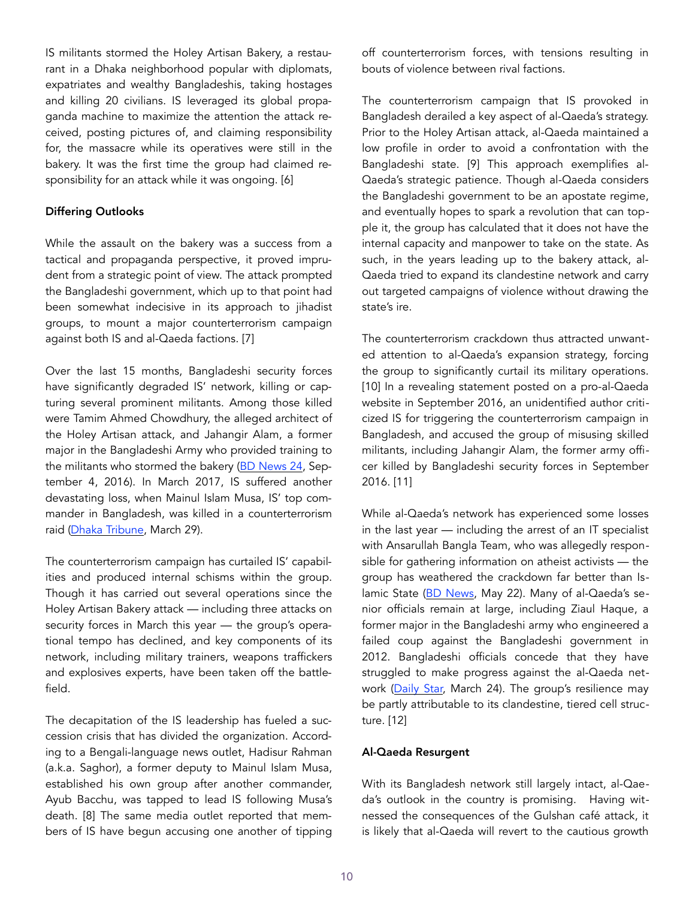IS militants stormed the Holey Artisan Bakery, a restaurant in a Dhaka neighborhood popular with diplomats, expatriates and wealthy Bangladeshis, taking hostages and killing 20 civilians. IS leveraged its global propaganda machine to maximize the attention the attack received, posting pictures of, and claiming responsibility for, the massacre while its operatives were still in the bakery. It was the first time the group had claimed responsibility for an attack while it was ongoing. [6]

**Differing Outlooks**

While the assault on the bakery was a success from a tactical and propaganda perspective, it proved imprudent from a strategic point of view. The attack prompted the Bangladeshi government, which up to that point had been somewhat indecisive in its approach to jihadist groups, to mount a major counterterrorism campaign against both IS and al-Qaeda factions. [7]

Over the last 15 months, Bangladeshi security forces have significantly degraded IS' network, killing or capturing several prominent militants. Among those killed were Tamim Ahmed Chowdhury, the alleged architect of the Holey Artisan attack, and Jahangir Alam, a former major in the Bangladeshi Army who provided training to the militants who stormed the bakery (BD News 24, September 4, 2016). In March 2017, IS suffered another devastating loss, when Mainul Islam Musa, IS' top commander in Bangladesh, was killed in a counterterrorism raid (Dhaka Tribune, March 29).

The counterterrorism campaign has curtailed IS' capabilities and produced internal schisms within the group. Though it has carried out several operations since the Holey Artisan Bakery attack — including three attacks on security forces in March this year — the group's operational tempo has declined, and key components of its network, including military trainers, weapons traffickers and explosives experts, have been taken off the battlefield.

The decapitation of the IS leadership has fueled a succession crisis that has divided the organization. According to a Bengali-language news outlet, Hadisur Rahman (a.k.a. Saghor), a former deputy to Mainul Islam Musa, established his own group after another commander, Ayub Bacchu, was tapped to lead IS following Musa's death. [8] The same media outlet reported that members of IS have begun accusing one another of tipping off counterterrorism forces, with tensions resulting in bouts of violence between rival factions.

The counterterrorism campaign that IS provoked in Bangladesh derailed a key aspect of al-Qaeda's strategy. Prior to the Holey Artisan attack, al-Qaeda maintained a low profile in order to avoid a confrontation with the Bangladeshi state. [9] This approach exemplifies al-Qaeda's strategic patience. Though al-Qaeda considers the Bangladeshi government to be an apostate regime, and eventually hopes to spark a revolution that can topple it, the group has calculated that it does not have the internal capacity and manpower to take on the state. As such, in the years leading up to the bakery attack, al-Qaeda tried to expand its clandestine network and carry out targeted campaigns of violence without drawing the state's ire.

The counterterrorism crackdown thus attracted unwanted attention to al-Qaeda's expansion strategy, forcing the group to significantly curtail its military operations. [10] In a revealing statement posted on a pro-al-Qaeda website in September 2016, an unidentified author criticized IS for triggering the counterterrorism campaign in Bangladesh, and accused the group of misusing skilled militants, including Jahangir Alam, the former army officer killed by Bangladeshi security forces in September 2016. [11]

While al-Qaeda's network has experienced some losses in the last year — including the arrest of an IT specialist with Ansarullah Bangla Team, who was allegedly responsible for gathering information on atheist activists — the group has weathered the crackdown far better than Islamic State (BD News, May 22). Many of al-Qaeda's senior officials remain at large, including Ziaul Haque, a former major in the Bangladeshi army who engineered a failed coup against the Bangladeshi government in 2012. Bangladeshi officials concede that they have struggled to make progress against the al-Qaeda network (Daily Star, March 24). The group's resilience may be partly attributable to its clandestine, tiered cell structure. [12]

**Al-Qaeda Resurgent**

With its Bangladesh network still largely intact, al-Qaeda's outlook in the country is promising. Having witnessed the consequences of the Gulshan café attack, it is likely that al-Qaeda will revert to the cautious growth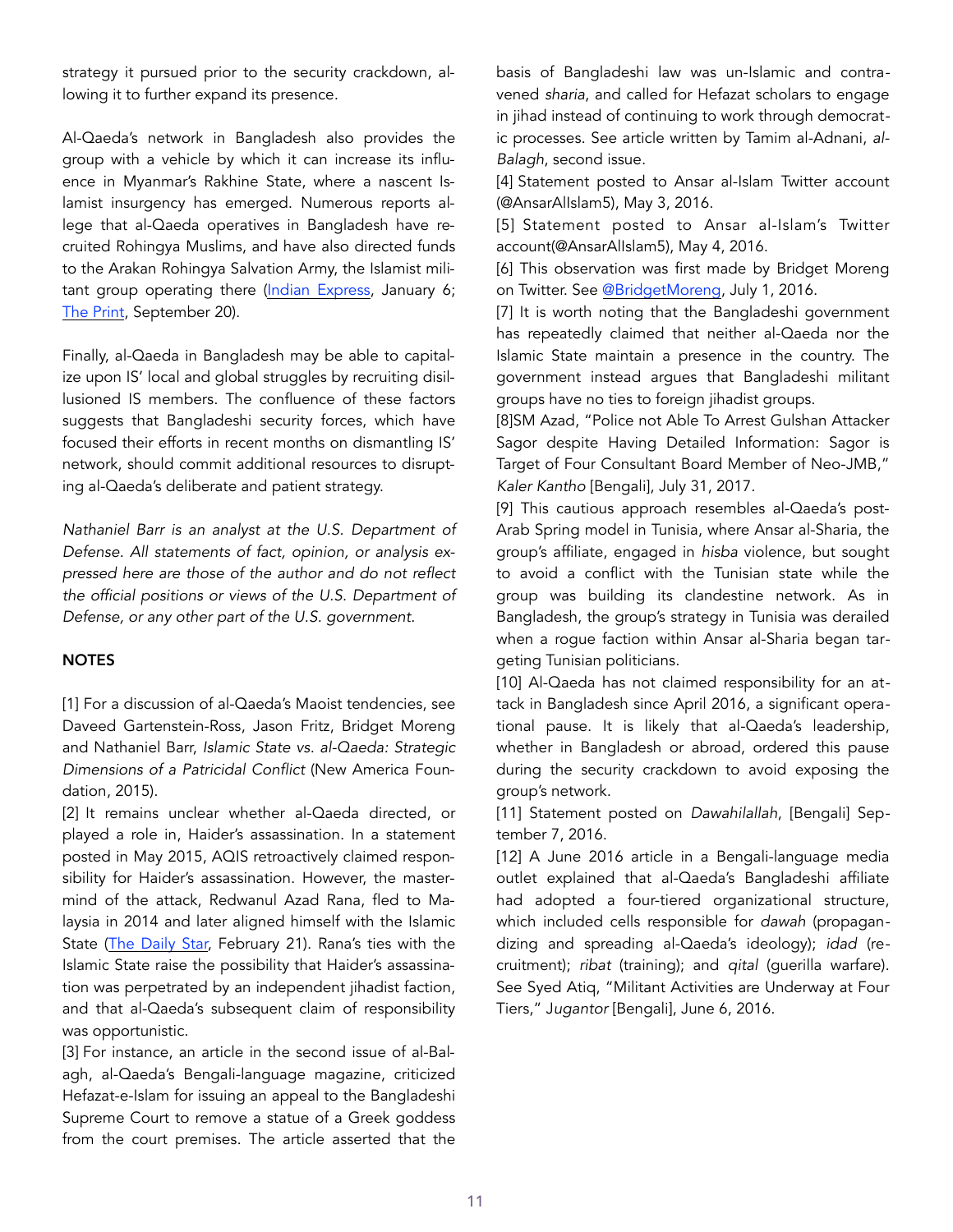strategy it pursued prior to the security crackdown, allowing it to further expand its presence.

Al-Qaeda's network in Bangladesh also provides the group with a vehicle by which it can increase its influence in Myanmar's Rakhine State, where a nascent Islamist insurgency has emerged. Numerous reports allege that al-Qaeda operatives in Bangladesh have recruited Rohingya Muslims, and have also directed funds to the Arakan Rohingya Salvation Army, the Islamist militant group operating there (Indian Express, January 6; The Print, September 20).

Finally, al-Qaeda in Bangladesh may be able to capitalize upon IS' local and global struggles by recruiting disillusioned IS members. The confluence of these factors suggests that Bangladeshi security forces, which have focused their efforts in recent months on dismantling IS' network, should commit additional resources to disrupting al-Qaeda's deliberate and patient strategy.

*Nathaniel Barr is an analyst at the U.S. Department of Defense. All statements of fact, opinion, or analysis expressed here are those of the author and do not reflect the official positions or views of the U.S. Department of Defense, or any other part of the U.S. government.*

**NOTES**

[1] For a discussion of al-Qaeda's Maoist tendencies, see Daveed Gartenstein-Ross, Jason Fritz, Bridget Moreng and Nathaniel Barr, *Islamic State vs. al-Qaeda: Strategic Dimensions of a Patricidal Conflict* (New America Foundation, 2015).

[2] It remains unclear whether al-Qaeda directed, or played a role in, Haider's assassination. In a statement posted in May 2015, AQIS retroactively claimed responsibility for Haider's assassination. However, the mastermind of the attack, Redwanul Azad Rana, fled to Malaysia in 2014 and later aligned himself with the Islamic State (The Daily Star, February 21). Rana's ties with the Islamic State raise the possibility that Haider's assassination was perpetrated by an independent jihadist faction, and that al-Qaeda's subsequent claim of responsibility was opportunistic.

[3] For instance, an article in the second issue of al-Balagh, al-Qaeda's Bengali-language magazine, criticized Hefazat-e-Islam for issuing an appeal to the Bangladeshi Supreme Court to remove a statue of a Greek goddess from the court premises. The article asserted that the basis of Bangladeshi law was un-Islamic and contravened *sharia*, and called for Hefazat scholars to engage in jihad instead of continuing to work through democratic processes. See article written by Tamim al-Adnani, *al-Balagh*, second issue.

[4] Statement posted to Ansar al-Islam Twitter account (@AnsarAlIslam5), May 3, 2016.

[5] Statement posted to Ansar al-Islam's Twitter account(@AnsarAlIslam5), May 4, 2016.

[6] This observation was first made by Bridget Moreng on Twitter. See @BridgetMoreng, July 1, 2016.

[7] It is worth noting that the Bangladeshi government has repeatedly claimed that neither al-Qaeda nor the Islamic State maintain a presence in the country. The government instead argues that Bangladeshi militant groups have no ties to foreign jihadist groups.

[8]SM Azad, "Police not Able To Arrest Gulshan Attacker Sagor despite Having Detailed Information: Sagor is Target of Four Consultant Board Member of Neo-JMB," *Kaler Kantho* [Bengali], July 31, 2017.

[9] This cautious approach resembles al-Qaeda's post-Arab Spring model in Tunisia, where Ansar al-Sharia, the group's affiliate, engaged in *hisba* violence, but sought to avoid a conflict with the Tunisian state while the group was building its clandestine network. As in Bangladesh, the group's strategy in Tunisia was derailed when a rogue faction within Ansar al-Sharia began targeting Tunisian politicians.

[10] Al-Qaeda has not claimed responsibility for an attack in Bangladesh since April 2016, a significant operational pause. It is likely that al-Qaeda's leadership, whether in Bangladesh or abroad, ordered this pause during the security crackdown to avoid exposing the group's network.

[11] Statement posted on *Dawahilallah*, [Bengali] September 7, 2016.

[12] A June 2016 article in a Bengali-language media outlet explained that al-Qaeda's Bangladeshi affiliate had adopted a four-tiered organizational structure, which included cells responsible for *dawah* (propagandizing and spreading al-Qaeda's ideology); *idad* (recruitment); *ribat* (training); and *qital* (guerilla warfare). See Syed Atiq, "Militant Activities are Underway at Four Tiers," *Jugantor* [Bengali], June 6, 2016.